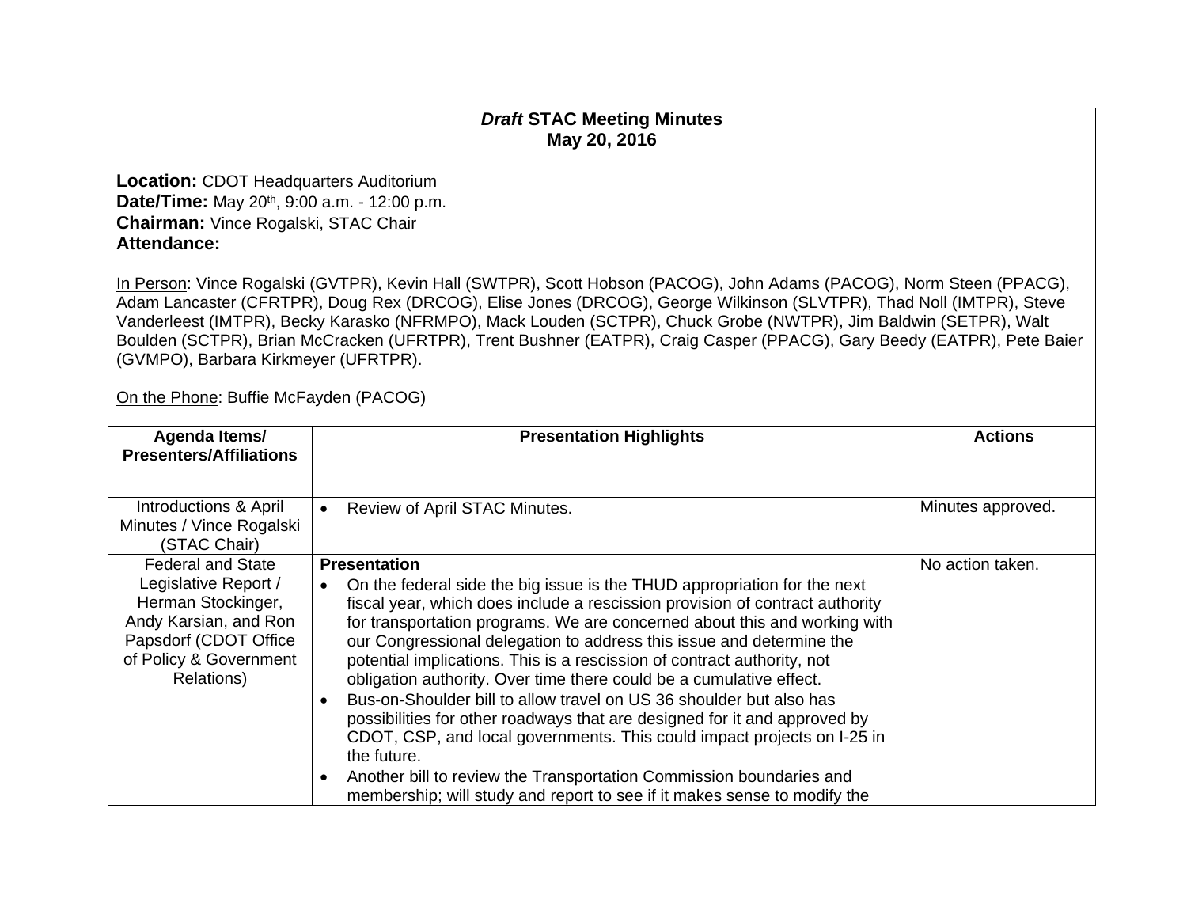# *Draft* STAC Meeting Minutes
# May 20, 2016

**Location:** CDOT Headquarters Auditorium
**Date/Time:** May 20th, 9:00 a.m. - 12:00 p.m.
**Chairman:** Vince Rogalski, STAC Chair
**Attendance:**

In Person: Vince Rogalski (GVTPR), Kevin Hall (SWTPR), Scott Hobson (PACOG), John Adams (PACOG), Norm Steen (PPACG), Adam Lancaster (CFRTPR), Doug Rex (DRCOG), Elise Jones (DRCOG), George Wilkinson (SLVTPR), Thad Noll (IMTPR), Steve Vanderleest (IMTPR), Becky Karasko (NFRMPO), Mack Louden (SCTPR), Chuck Grobe (NWTPR), Jim Baldwin (SETPR), Walt Boulden (SCTPR), Brian McCracken (UFRTPR), Trent Bushner (EATPR), Craig Casper (PPACG), Gary Beedy (EATPR), Pete Baier (GVMPO), Barbara Kirkmeyer (UFRTPR).

On the Phone: Buffie McFayden (PACOG)

| Agenda Items/ Presenters/Affiliations | Presentation Highlights | Actions |
|---|---|---|
| Introductions & April Minutes / Vince Rogalski (STAC Chair) | • Review of April STAC Minutes. | Minutes approved. |
| Federal and State Legislative Report / Herman Stockinger, Andy Karsian, and Ron Papsdorf (CDOT Office of Policy & Government Relations) | **Presentation**<br>• On the federal side the big issue is the THUD appropriation for the next fiscal year, which does include a rescission provision of contract authority for transportation programs. We are concerned about this and working with our Congressional delegation to address this issue and determine the potential implications. This is a rescission of contract authority, not obligation authority. Over time there could be a cumulative effect.<br>• Bus-on-Shoulder bill to allow travel on US 36 shoulder but also has possibilities for other roadways that are designed for it and approved by CDOT, CSP, and local governments. This could impact projects on I-25 in the future.<br>• Another bill to review the Transportation Commission boundaries and membership; will study and report to see if it makes sense to modify the | No action taken. |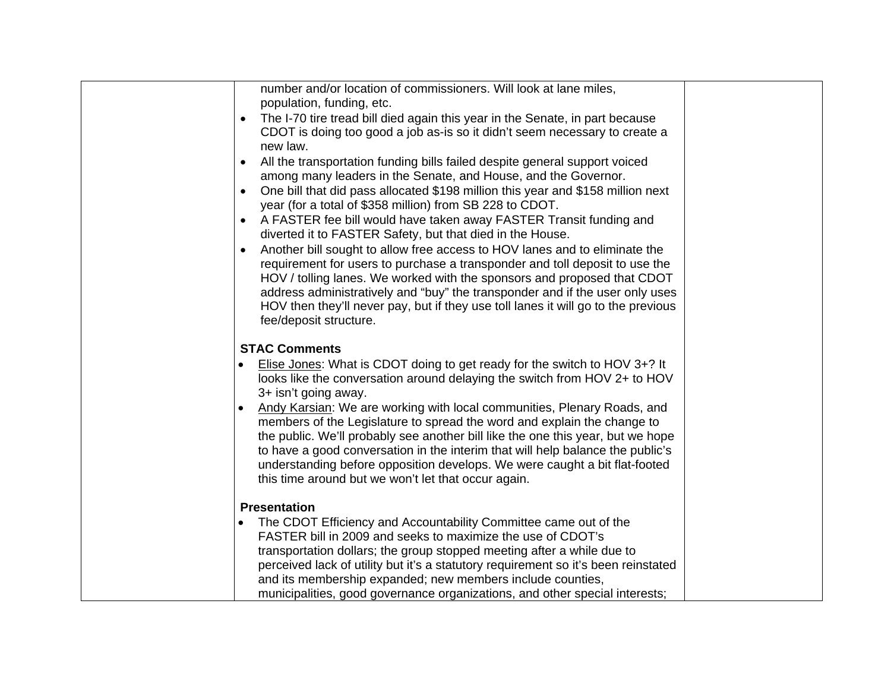| | | |
|---|---|---|
| | number and/or location of commissioners. Will look at lane miles, population, funding, etc.<br>• The I-70 tire tread bill died again this year in the Senate, in part because CDOT is doing too good a job as-is so it didn't seem necessary to create a new law.<br>• All the transportation funding bills failed despite general support voiced among many leaders in the Senate, and House, and the Governor.<br>• One bill that did pass allocated $198 million this year and $158 million next year (for a total of $358 million) from SB 228 to CDOT.<br>• A FASTER fee bill would have taken away FASTER Transit funding and diverted it to FASTER Safety, but that died in the House.<br>• Another bill sought to allow free access to HOV lanes and to eliminate the requirement for users to purchase a transponder and toll deposit to use the HOV / tolling lanes. We worked with the sponsors and proposed that CDOT address administratively and "buy" the transponder and if the user only uses HOV then they'll never pay, but if they use toll lanes it will go to the previous fee/deposit structure.<br><br>**STAC Comments**<br>• Elise Jones: What is CDOT doing to get ready for the switch to HOV 3+? It looks like the conversation around delaying the switch from HOV 2+ to HOV 3+ isn't going away.<br>• Andy Karsian: We are working with local communities, Plenary Roads, and members of the Legislature to spread the word and explain the change to the public. We'll probably see another bill like the one this year, but we hope to have a good conversation in the interim that will help balance the public's understanding before opposition develops. We were caught a bit flat-footed this time around but we won't let that occur again.<br><br>**Presentation**<br>• The CDOT Efficiency and Accountability Committee came out of the FASTER bill in 2009 and seeks to maximize the use of CDOT's transportation dollars; the group stopped meeting after a while due to perceived lack of utility but it's a statutory requirement so it's been reinstated and its membership expanded; new members include counties, municipalities, good governance organizations, and other special interests; | |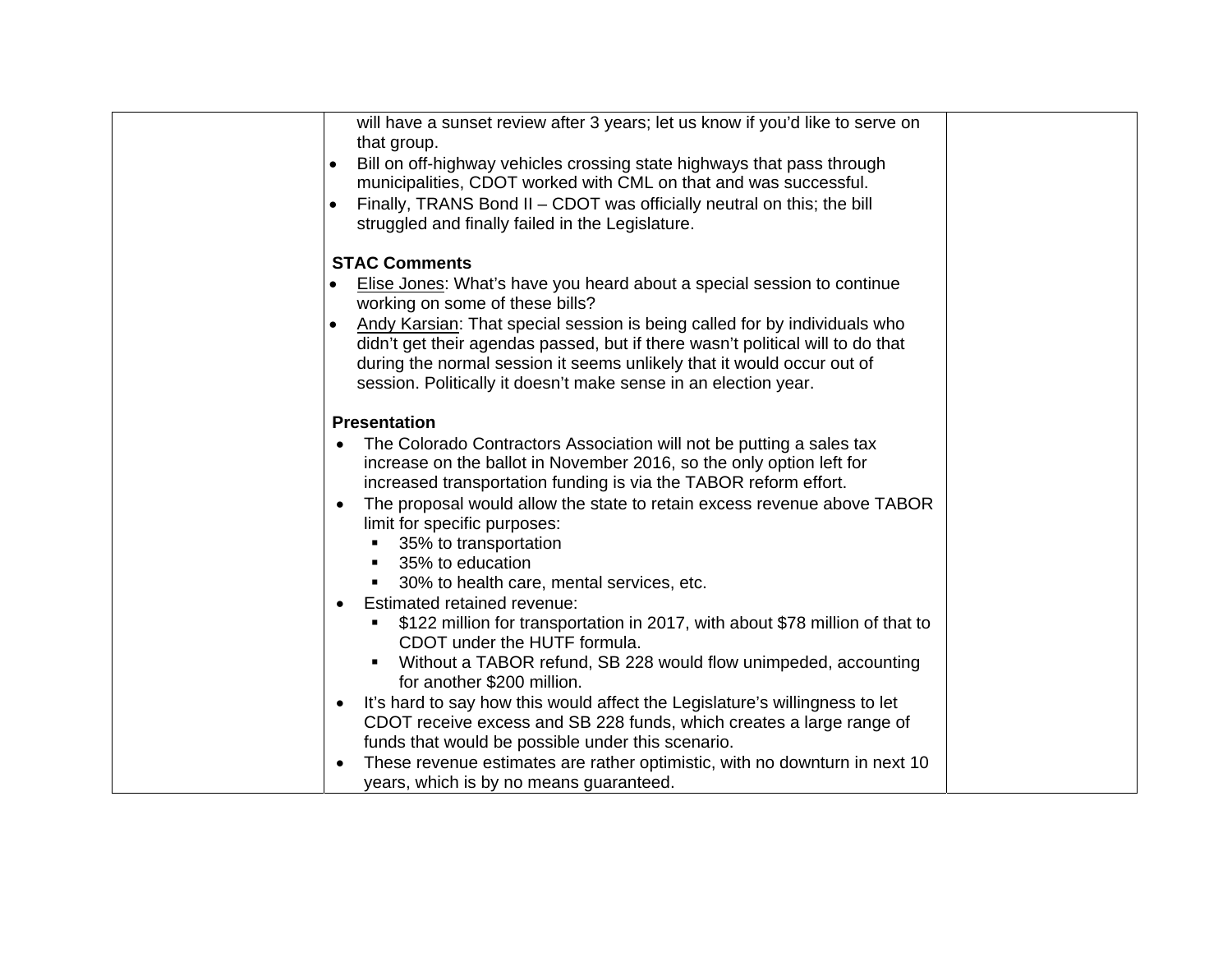| | will have a sunset review after 3 years; let us know if you'd like to serve on that group.<br>• Bill on off-highway vehicles crossing state highways that pass through municipalities, CDOT worked with CML on that and was successful.<br>• Finally, TRANS Bond II – CDOT was officially neutral on this; the bill struggled and finally failed in the Legislature.<br><br>**STAC Comments**<br>• Elise Jones: What's have you heard about a special session to continue working on some of these bills?<br>• Andy Karsian: That special session is being called for by individuals who didn't get their agendas passed, but if there wasn't political will to do that during the normal session it seems unlikely that it would occur out of session. Politically it doesn't make sense in an election year.<br><br>**Presentation**<br>• The Colorado Contractors Association will not be putting a sales tax increase on the ballot in November 2016, so the only option left for increased transportation funding is via the TABOR reform effort.<br>• The proposal would allow the state to retain excess revenue above TABOR limit for specific purposes:<br>&nbsp;&nbsp;▪ 35% to transportation<br>&nbsp;&nbsp;▪ 35% to education<br>&nbsp;&nbsp;▪ 30% to health care, mental services, etc.<br>• Estimated retained revenue:<br>&nbsp;&nbsp;▪ $122 million for transportation in 2017, with about $78 million of that to CDOT under the HUTF formula.<br>&nbsp;&nbsp;▪ Without a TABOR refund, SB 228 would flow unimpeded, accounting for another $200 million.<br>• It's hard to say how this would affect the Legislature's willingness to let CDOT receive excess and SB 228 funds, which creates a large range of funds that would be possible under this scenario.<br>• These revenue estimates are rather optimistic, with no downturn in next 10 years, which is by no means guaranteed. | |
|---|---|---|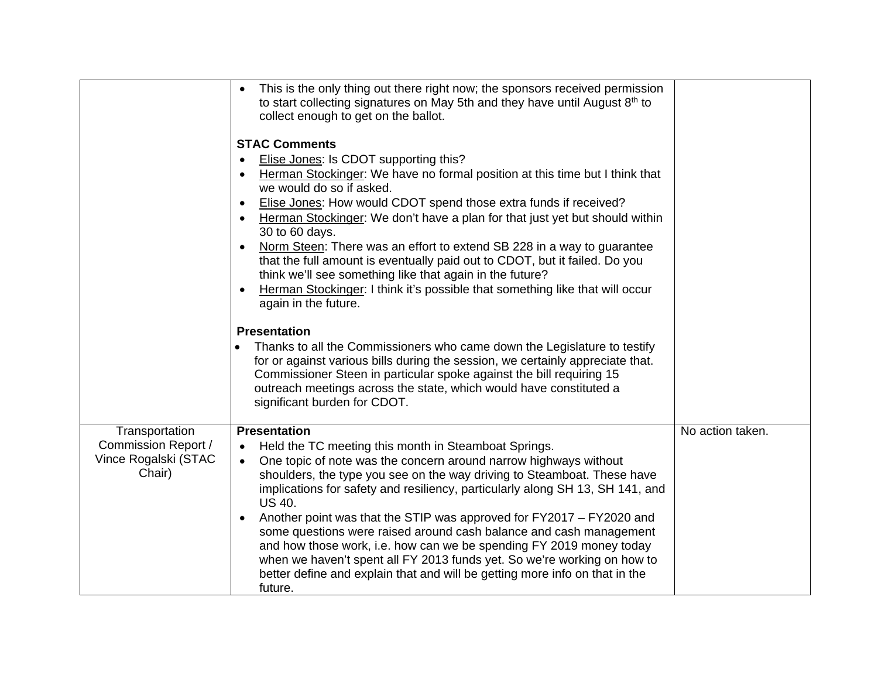| | | |
|---|---|---|
| | • This is the only thing out there right now; the sponsors received permission to start collecting signatures on May 5th and they have until August 8th to collect enough to get on the ballot.<br><br>**STAC Comments**<br>• Elise Jones: Is CDOT supporting this?<br>• Herman Stockinger: We have no formal position at this time but I think that we would do so if asked.<br>• Elise Jones: How would CDOT spend those extra funds if received?<br>• Herman Stockinger: We don't have a plan for that just yet but should within 30 to 60 days.<br>• Norm Steen: There was an effort to extend SB 228 in a way to guarantee that the full amount is eventually paid out to CDOT, but it failed. Do you think we'll see something like that again in the future?<br>• Herman Stockinger: I think it's possible that something like that will occur again in the future.<br><br>**Presentation**<br>• Thanks to all the Commissioners who came down the Legislature to testify for or against various bills during the session, we certainly appreciate that. Commissioner Steen in particular spoke against the bill requiring 15 outreach meetings across the state, which would have constituted a significant burden for CDOT. | |
| Transportation Commission Report / Vince Rogalski (STAC Chair) | **Presentation**<br>• Held the TC meeting this month in Steamboat Springs.<br>• One topic of note was the concern around narrow highways without shoulders, the type you see on the way driving to Steamboat. These have implications for safety and resiliency, particularly along SH 13, SH 141, and US 40.<br>• Another point was that the STIP was approved for FY2017 – FY2020 and some questions were raised around cash balance and cash management and how those work, i.e. how can we be spending FY 2019 money today when we haven't spent all FY 2013 funds yet. So we're working on how to better define and explain that and will be getting more info on that in the future. | No action taken. |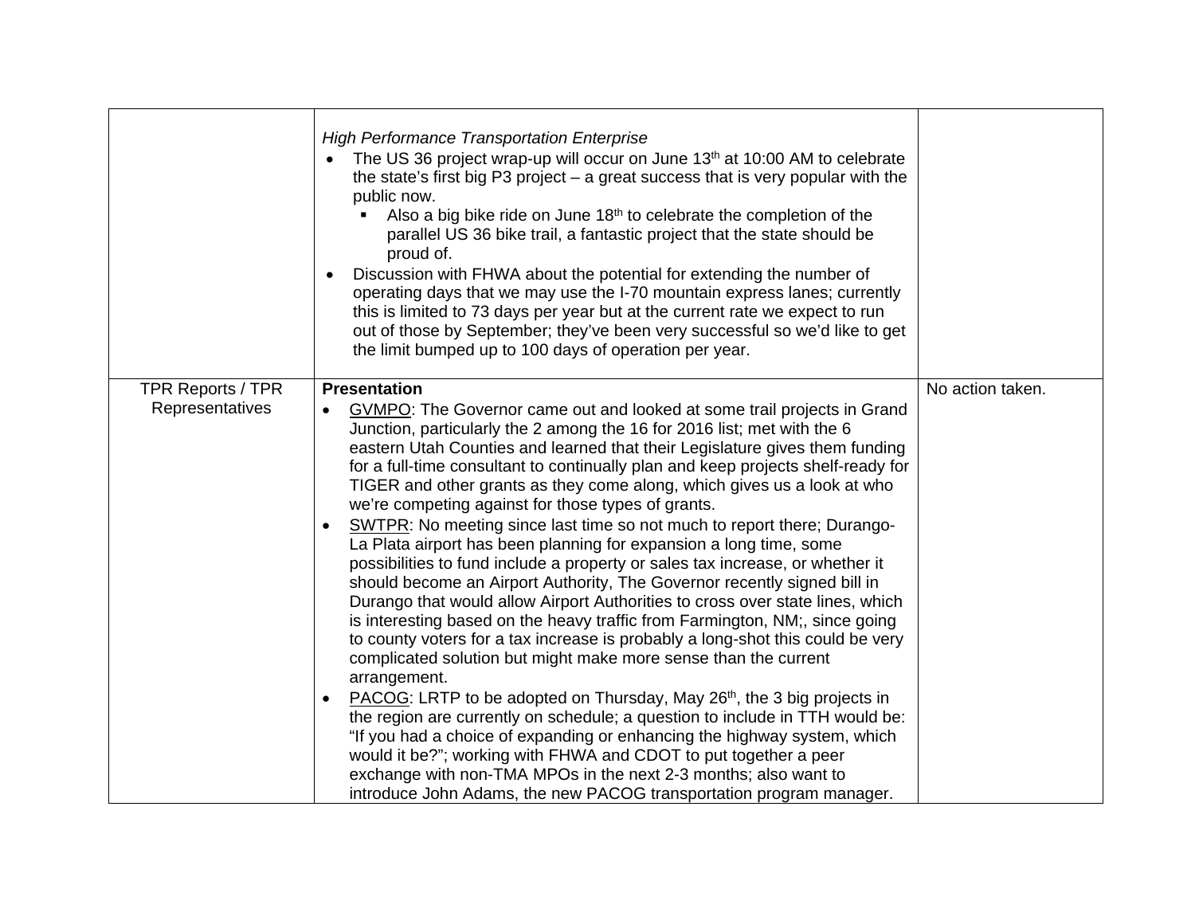| | | |
|---|---|---|
| | *High Performance Transportation Enterprise*<br>• The US 36 project wrap-up will occur on June 13th at 10:00 AM to celebrate the state's first big P3 project – a great success that is very popular with the public now.<br>&nbsp;&nbsp;&nbsp;▪ Also a big bike ride on June 18th to celebrate the completion of the parallel US 36 bike trail, a fantastic project that the state should be proud of.<br>• Discussion with FHWA about the potential for extending the number of operating days that we may use the I-70 mountain express lanes; currently this is limited to 73 days per year but at the current rate we expect to run out of those by September; they've been very successful so we'd like to get the limit bumped up to 100 days of operation per year. | |
| TPR Reports / TPR Representatives | **Presentation**<br>• GVMPO: The Governor came out and looked at some trail projects in Grand Junction, particularly the 2 among the 16 for 2016 list; met with the 6 eastern Utah Counties and learned that their Legislature gives them funding for a full-time consultant to continually plan and keep projects shelf-ready for TIGER and other grants as they come along, which gives us a look at who we're competing against for those types of grants.<br>• SWTPR: No meeting since last time so not much to report there; Durango-La Plata airport has been planning for expansion a long time, some possibilities to fund include a property or sales tax increase, or whether it should become an Airport Authority, The Governor recently signed bill in Durango that would allow Airport Authorities to cross over state lines, which is interesting based on the heavy traffic from Farmington, NM;, since going to county voters for a tax increase is probably a long-shot this could be very complicated solution but might make more sense than the current arrangement.<br>• PACOG: LRTP to be adopted on Thursday, May 26th, the 3 big projects in the region are currently on schedule; a question to include in TTH would be: "If you had a choice of expanding or enhancing the highway system, which would it be?"; working with FHWA and CDOT to put together a peer exchange with non-TMA MPOs in the next 2-3 months; also want to introduce John Adams, the new PACOG transportation program manager. | No action taken. |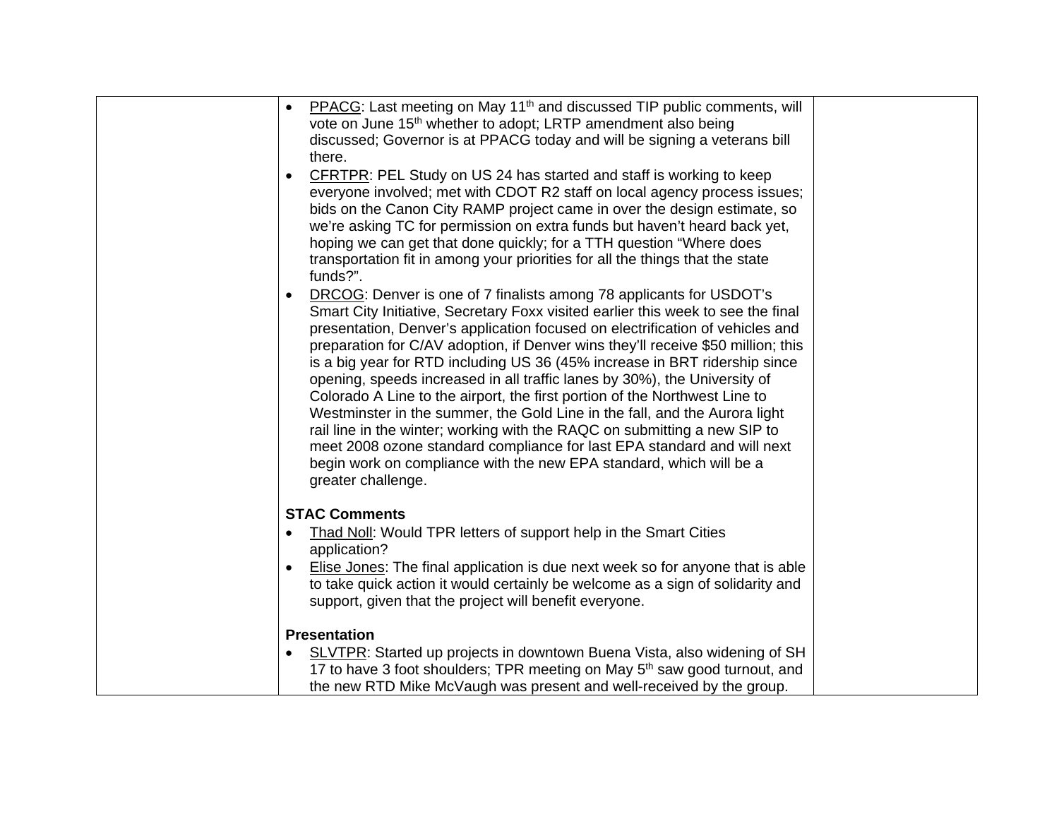| | | |
|---|---|---|
| | • <u>PPACG</u>: Last meeting on May 11th and discussed TIP public comments, will vote on June 15th whether to adopt; LRTP amendment also being discussed; Governor is at PPACG today and will be signing a veterans bill there.<br>• <u>CFRTPR</u>: PEL Study on US 24 has started and staff is working to keep everyone involved; met with CDOT R2 staff on local agency process issues; bids on the Canon City RAMP project came in over the design estimate, so we're asking TC for permission on extra funds but haven't heard back yet, hoping we can get that done quickly; for a TTH question "Where does transportation fit in among your priorities for all the things that the state funds?".<br>• <u>DRCOG</u>: Denver is one of 7 finalists among 78 applicants for USDOT's Smart City Initiative, Secretary Foxx visited earlier this week to see the final presentation, Denver's application focused on electrification of vehicles and preparation for C/AV adoption, if Denver wins they'll receive $50 million; this is a big year for RTD including US 36 (45% increase in BRT ridership since opening, speeds increased in all traffic lanes by 30%), the University of Colorado A Line to the airport, the first portion of the Northwest Line to Westminster in the summer, the Gold Line in the fall, and the Aurora light rail line in the winter; working with the RAQC on submitting a new SIP to meet 2008 ozone standard compliance for last EPA standard and will next begin work on compliance with the new EPA standard, which will be a greater challenge.<br><br>**STAC Comments**<br>• <u>Thad Noll</u>: Would TPR letters of support help in the Smart Cities application?<br>• <u>Elise Jones</u>: The final application is due next week so for anyone that is able to take quick action it would certainly be welcome as a sign of solidarity and support, given that the project will benefit everyone.<br><br>**Presentation**<br>• <u>SLVTPR</u>: Started up projects in downtown Buena Vista, also widening of SH 17 to have 3 foot shoulders; TPR meeting on May 5th saw good turnout, and the new RTD Mike McVaugh was present and well-received by the group. | |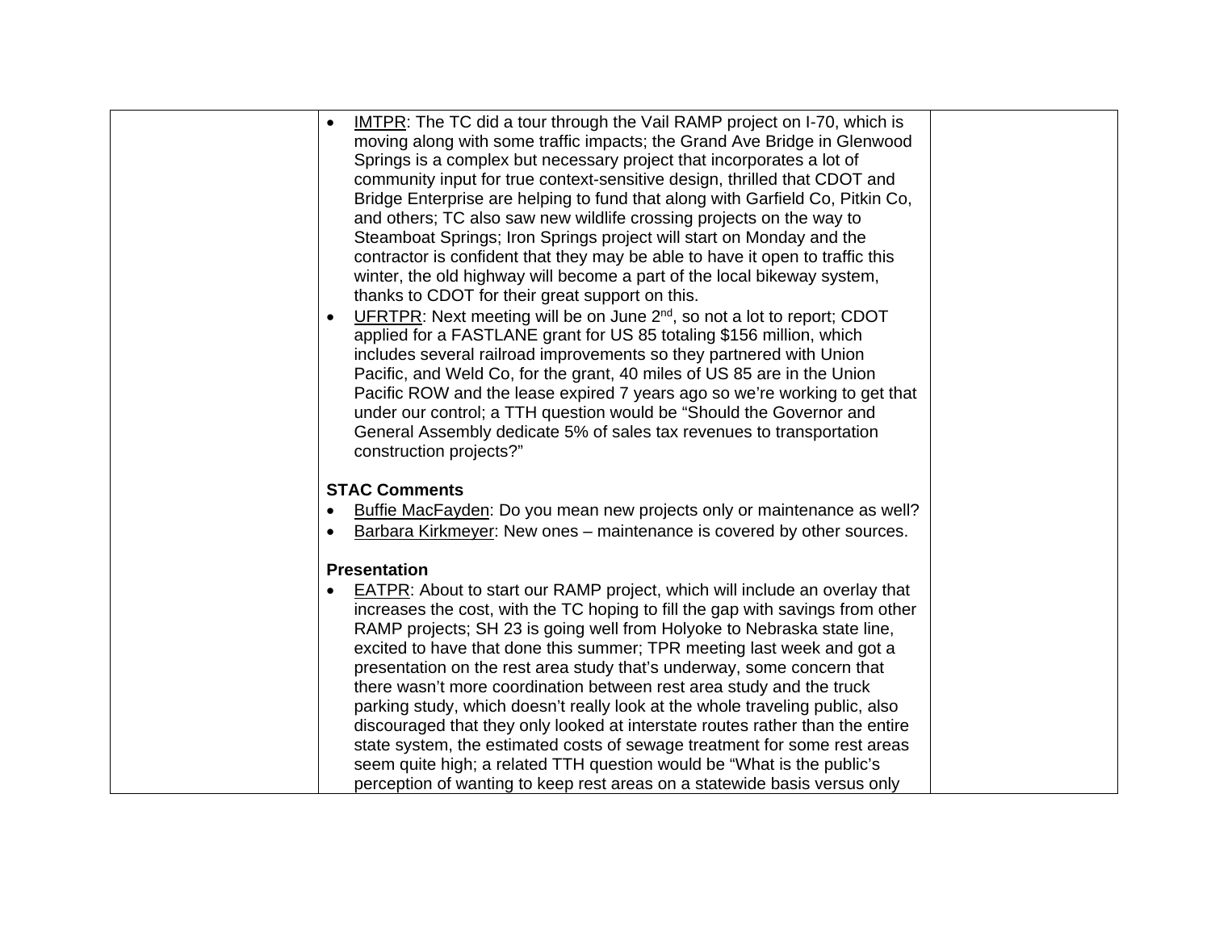| | • IMTPR: The TC did a tour through the Vail RAMP project on I-70, which is moving along with some traffic impacts; the Grand Ave Bridge in Glenwood Springs is a complex but necessary project that incorporates a lot of community input for true context-sensitive design, thrilled that CDOT and Bridge Enterprise are helping to fund that along with Garfield Co, Pitkin Co, and others; TC also saw new wildlife crossing projects on the way to Steamboat Springs; Iron Springs project will start on Monday and the contractor is confident that they may be able to have it open to traffic this winter, the old highway will become a part of the local bikeway system, thanks to CDOT for their great support on this.<br>• UFRTPR: Next meeting will be on June 2nd, so not a lot to report; CDOT applied for a FASTLANE grant for US 85 totaling $156 million, which includes several railroad improvements so they partnered with Union Pacific, and Weld Co, for the grant, 40 miles of US 85 are in the Union Pacific ROW and the lease expired 7 years ago so we're working to get that under our control; a TTH question would be "Should the Governor and General Assembly dedicate 5% of sales tax revenues to transportation construction projects?"<br><br>**STAC Comments**<br>• Buffie MacFayden: Do you mean new projects only or maintenance as well?<br>• Barbara Kirkmeyer: New ones – maintenance is covered by other sources.<br><br>**Presentation**<br>• EATPR: About to start our RAMP project, which will include an overlay that increases the cost, with the TC hoping to fill the gap with savings from other RAMP projects; SH 23 is going well from Holyoke to Nebraska state line, excited to have that done this summer; TPR meeting last week and got a presentation on the rest area study that's underway, some concern that there wasn't more coordination between rest area study and the truck parking study, which doesn't really look at the whole traveling public, also discouraged that they only looked at interstate routes rather than the entire state system, the estimated costs of sewage treatment for some rest areas seem quite high; a related TTH question would be "What is the public's perception of wanting to keep rest areas on a statewide basis versus only | |
|---|---|---|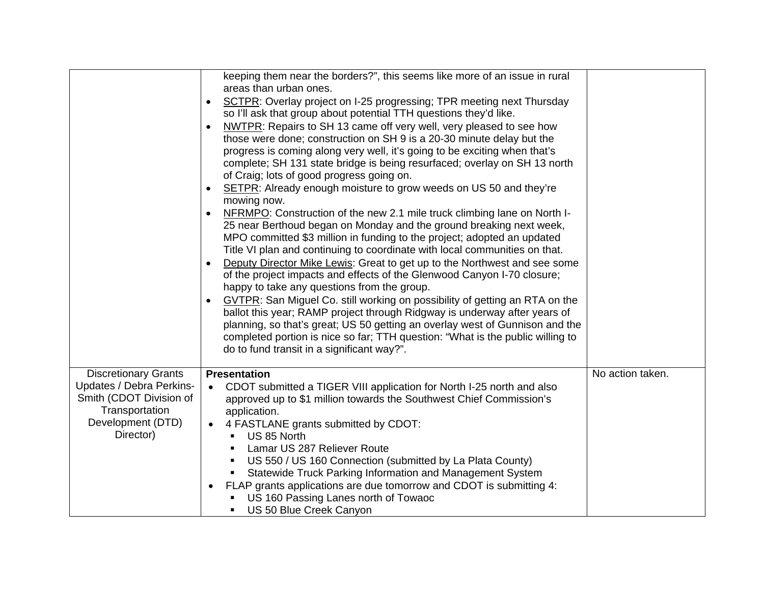| | | |
|---|---|---|
| | keeping them near the borders?", this seems like more of an issue in rural areas than urban ones.<br>• SCTPR: Overlay project on I-25 progressing; TPR meeting next Thursday so I'll ask that group about potential TTH questions they'd like.<br>• NWTPR: Repairs to SH 13 came off very well, very pleased to see how those were done; construction on SH 9 is a 20-30 minute delay but the progress is coming along very well, it's going to be exciting when that's complete; SH 131 state bridge is being resurfaced; overlay on SH 13 north of Craig; lots of good progress going on.<br>• SETPR: Already enough moisture to grow weeds on US 50 and they're mowing now.<br>• NFRMPO: Construction of the new 2.1 mile truck climbing lane on North I-25 near Berthoud began on Monday and the ground breaking next week, MPO committed $3 million in funding to the project; adopted an updated Title VI plan and continuing to coordinate with local communities on that.<br>• Deputy Director Mike Lewis: Great to get up to the Northwest and see some of the project impacts and effects of the Glenwood Canyon I-70 closure; happy to take any questions from the group.<br>• GVTPR: San Miguel Co. still working on possibility of getting an RTA on the ballot this year; RAMP project through Ridgway is underway after years of planning, so that's great; US 50 getting an overlay west of Gunnison and the completed portion is nice so far; TTH question: "What is the public willing to do to fund transit in a significant way?". | |
| Discretionary Grants Updates / Debra Perkins-Smith (CDOT Division of Transportation Development (DTD) Director) | **Presentation**<br>• CDOT submitted a TIGER VIII application for North I-25 north and also approved up to $1 million towards the Southwest Chief Commission's application.<br>• 4 FASTLANE grants submitted by CDOT:<br>  ▪ US 85 North<br>  ▪ Lamar US 287 Reliever Route<br>  ▪ US 550 / US 160 Connection (submitted by La Plata County)<br>  ▪ Statewide Truck Parking Information and Management System<br>• FLAP grants applications are due tomorrow and CDOT is submitting 4:<br>  ▪ US 160 Passing Lanes north of Towaoc<br>  ▪ US 50 Blue Creek Canyon | No action taken. |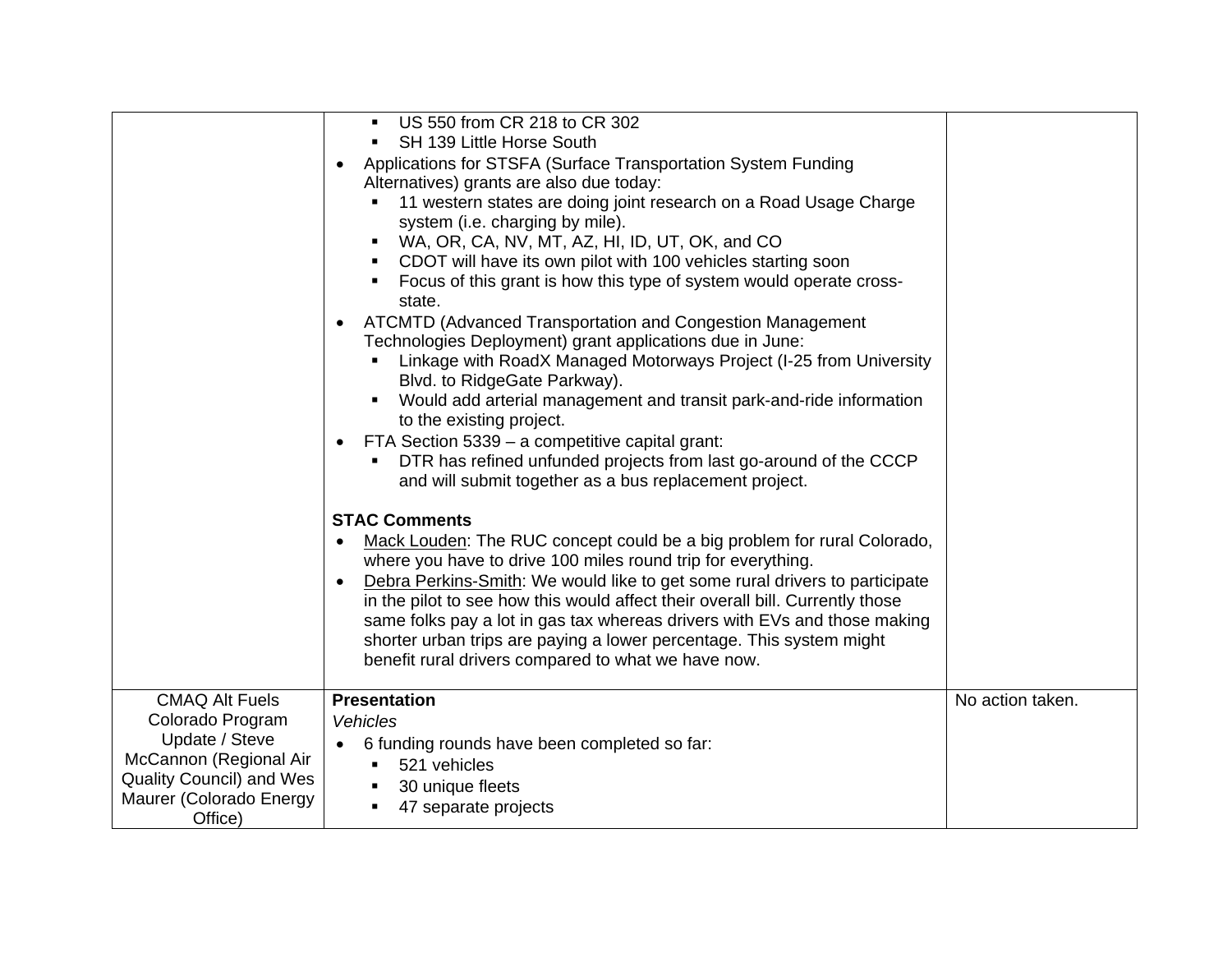| | | |
|---|---|---|
| | ▪ US 550 from CR 218 to CR 302<br>▪ SH 139 Little Horse South<br>• Applications for STSFA (Surface Transportation System Funding Alternatives) grants are also due today:<br>▪ 11 western states are doing joint research on a Road Usage Charge system (i.e. charging by mile).<br>▪ WA, OR, CA, NV, MT, AZ, HI, ID, UT, OK, and CO<br>▪ CDOT will have its own pilot with 100 vehicles starting soon<br>▪ Focus of this grant is how this type of system would operate cross-state.<br>• ATCMTD (Advanced Transportation and Congestion Management Technologies Deployment) grant applications due in June:<br>▪ Linkage with RoadX Managed Motorways Project (I-25 from University Blvd. to RidgeGate Parkway).<br>▪ Would add arterial management and transit park-and-ride information to the existing project.<br>• FTA Section 5339 – a competitive capital grant:<br>▪ DTR has refined unfunded projects from last go-around of the CCCP and will submit together as a bus replacement project.<br><br>**STAC Comments**<br>• Mack Louden: The RUC concept could be a big problem for rural Colorado, where you have to drive 100 miles round trip for everything.<br>• Debra Perkins-Smith: We would like to get some rural drivers to participate in the pilot to see how this would affect their overall bill. Currently those same folks pay a lot in gas tax whereas drivers with EVs and those making shorter urban trips are paying a lower percentage. This system might benefit rural drivers compared to what we have now. | |
| CMAQ Alt Fuels Colorado Program Update / Steve McCannon (Regional Air Quality Council) and Wes Maurer (Colorado Energy Office) | **Presentation**<br>*Vehicles*<br>• 6 funding rounds have been completed so far:<br>▪ 521 vehicles<br>▪ 30 unique fleets<br>▪ 47 separate projects | No action taken. |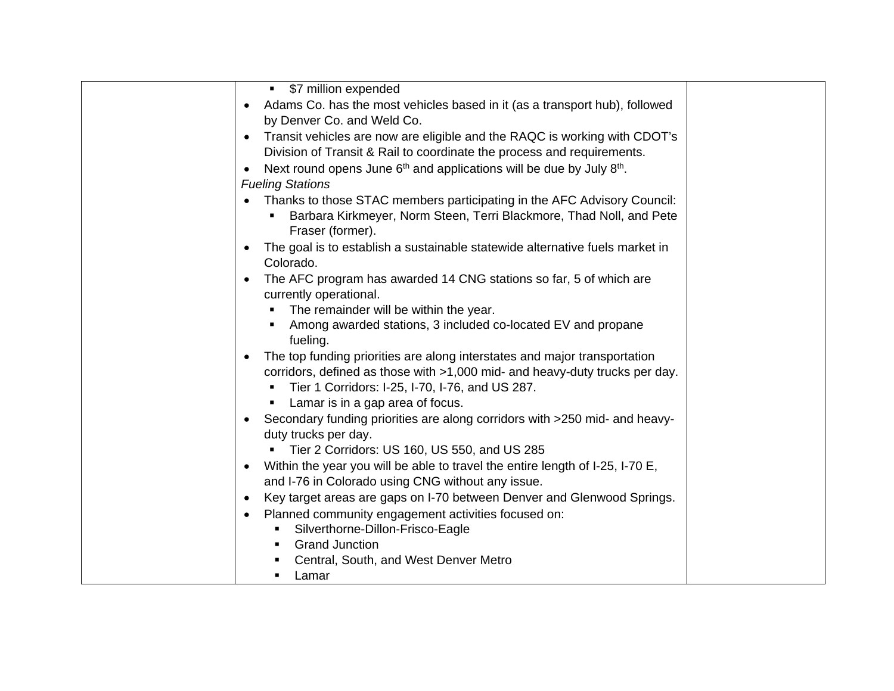| | | |
|---|---|---|
| | ▪ $7 million expended<br>• Adams Co. has the most vehicles based in it (as a transport hub), followed by Denver Co. and Weld Co.<br>• Transit vehicles are now are eligible and the RAQC is working with CDOT's Division of Transit & Rail to coordinate the process and requirements.<br>• Next round opens June 6th and applications will be due by July 8th.<br>*Fueling Stations*<br>• Thanks to those STAC members participating in the AFC Advisory Council:<br>▪ Barbara Kirkmeyer, Norm Steen, Terri Blackmore, Thad Noll, and Pete Fraser (former).<br>• The goal is to establish a sustainable statewide alternative fuels market in Colorado.<br>• The AFC program has awarded 14 CNG stations so far, 5 of which are currently operational.<br>▪ The remainder will be within the year.<br>▪ Among awarded stations, 3 included co-located EV and propane fueling.<br>• The top funding priorities are along interstates and major transportation corridors, defined as those with >1,000 mid- and heavy-duty trucks per day.<br>▪ Tier 1 Corridors: I-25, I-70, I-76, and US 287.<br>▪ Lamar is in a gap area of focus.<br>• Secondary funding priorities are along corridors with >250 mid- and heavy-duty trucks per day.<br>▪ Tier 2 Corridors: US 160, US 550, and US 285<br>• Within the year you will be able to travel the entire length of I-25, I-70 E, and I-76 in Colorado using CNG without any issue.<br>• Key target areas are gaps on I-70 between Denver and Glenwood Springs.<br>• Planned community engagement activities focused on:<br>▪ Silverthorne-Dillon-Frisco-Eagle<br>▪ Grand Junction<br>▪ Central, South, and West Denver Metro<br>▪ Lamar | |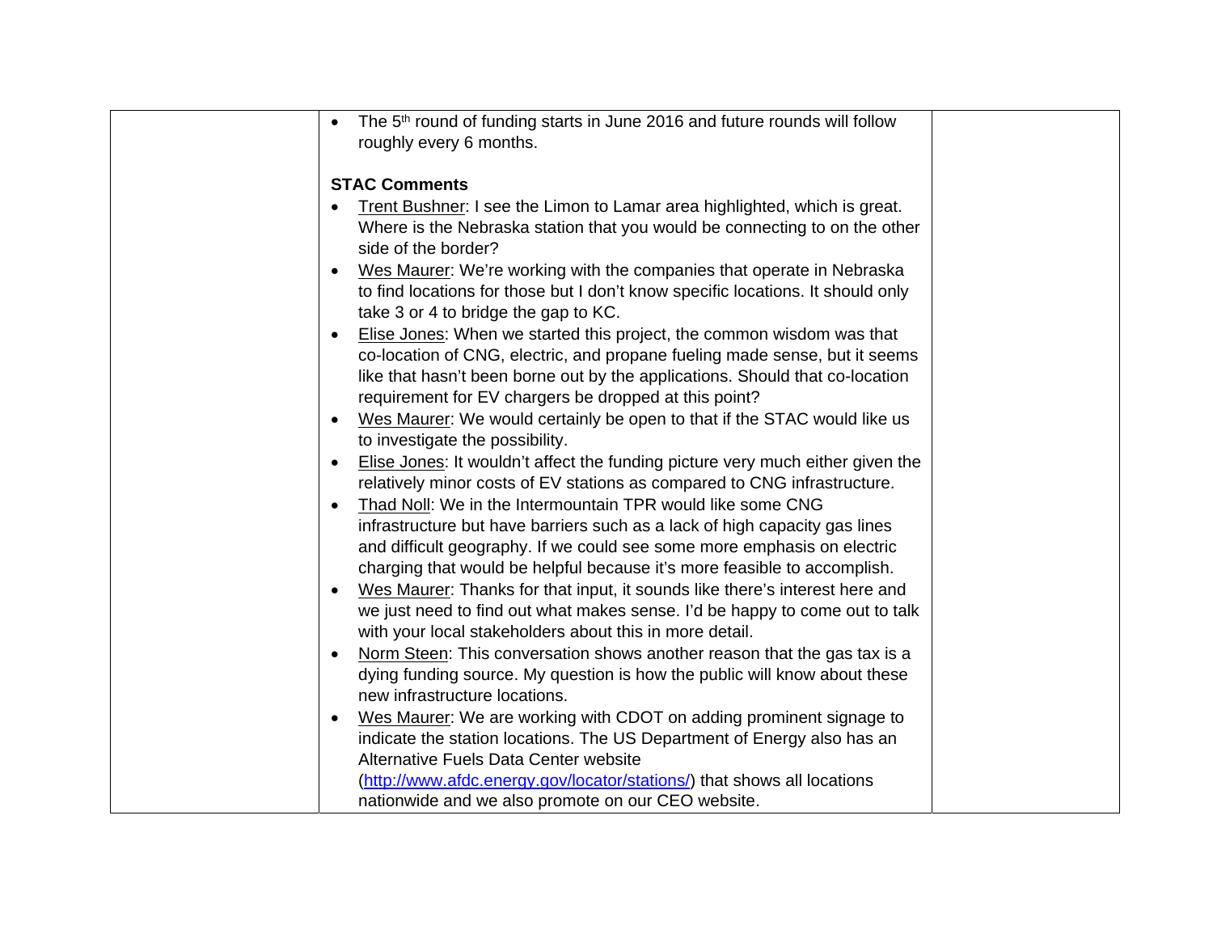| | | |
|---|---|---|
| | • The 5th round of funding starts in June 2016 and future rounds will follow roughly every 6 months.<br><br>**STAC Comments**<br>• <u>Trent Bushner</u>: I see the Limon to Lamar area highlighted, which is great. Where is the Nebraska station that you would be connecting to on the other side of the border?<br>• <u>Wes Maurer</u>: We're working with the companies that operate in Nebraska to find locations for those but I don't know specific locations. It should only take 3 or 4 to bridge the gap to KC.<br>• <u>Elise Jones</u>: When we started this project, the common wisdom was that co-location of CNG, electric, and propane fueling made sense, but it seems like that hasn't been borne out by the applications. Should that co-location requirement for EV chargers be dropped at this point?<br>• <u>Wes Maurer</u>: We would certainly be open to that if the STAC would like us to investigate the possibility.<br>• <u>Elise Jones</u>: It wouldn't affect the funding picture very much either given the relatively minor costs of EV stations as compared to CNG infrastructure.<br>• <u>Thad Noll</u>: We in the Intermountain TPR would like some CNG infrastructure but have barriers such as a lack of high capacity gas lines and difficult geography. If we could see some more emphasis on electric charging that would be helpful because it's more feasible to accomplish.<br>• <u>Wes Maurer</u>: Thanks for that input, it sounds like there's interest here and we just need to find out what makes sense. I'd be happy to come out to talk with your local stakeholders about this in more detail.<br>• <u>Norm Steen</u>: This conversation shows another reason that the gas tax is a dying funding source. My question is how the public will know about these new infrastructure locations.<br>• <u>Wes Maurer</u>: We are working with CDOT on adding prominent signage to indicate the station locations. The US Department of Energy also has an Alternative Fuels Data Center website ([http://www.afdc.energy.gov/locator/stations/](http://www.afdc.energy.gov/locator/stations/)) that shows all locations nationwide and we also promote on our CEO website. | |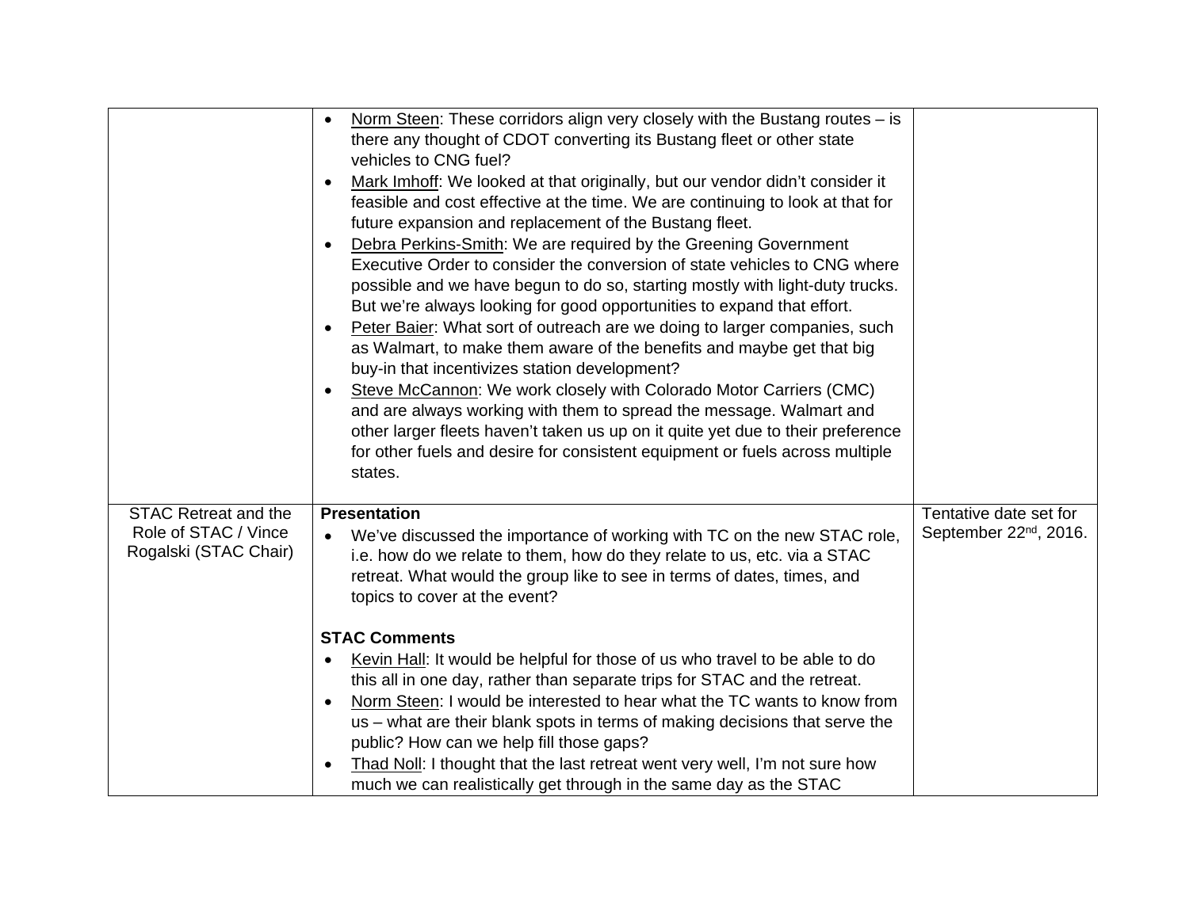| | | |
|---|---|---|
| | • Norm Steen: These corridors align very closely with the Bustang routes – is there any thought of CDOT converting its Bustang fleet or other state vehicles to CNG fuel?<br>• Mark Imhoff: We looked at that originally, but our vendor didn't consider it feasible and cost effective at the time. We are continuing to look at that for future expansion and replacement of the Bustang fleet.<br>• Debra Perkins-Smith: We are required by the Greening Government Executive Order to consider the conversion of state vehicles to CNG where possible and we have begun to do so, starting mostly with light-duty trucks. But we're always looking for good opportunities to expand that effort.<br>• Peter Baier: What sort of outreach are we doing to larger companies, such as Walmart, to make them aware of the benefits and maybe get that big buy-in that incentivizes station development?<br>• Steve McCannon: We work closely with Colorado Motor Carriers (CMC) and are always working with them to spread the message. Walmart and other larger fleets haven't taken us up on it quite yet due to their preference for other fuels and desire for consistent equipment or fuels across multiple states. | |
| STAC Retreat and the Role of STAC / Vince Rogalski (STAC Chair) | **Presentation**<br>• We've discussed the importance of working with TC on the new STAC role, i.e. how do we relate to them, how do they relate to us, etc. via a STAC retreat. What would the group like to see in terms of dates, times, and topics to cover at the event?<br><br>**STAC Comments**<br>• Kevin Hall: It would be helpful for those of us who travel to be able to do this all in one day, rather than separate trips for STAC and the retreat.<br>• Norm Steen: I would be interested to hear what the TC wants to know from us – what are their blank spots in terms of making decisions that serve the public? How can we help fill those gaps?<br>• Thad Noll: I thought that the last retreat went very well, I'm not sure how much we can realistically get through in the same day as the STAC | Tentative date set for September 22nd, 2016. |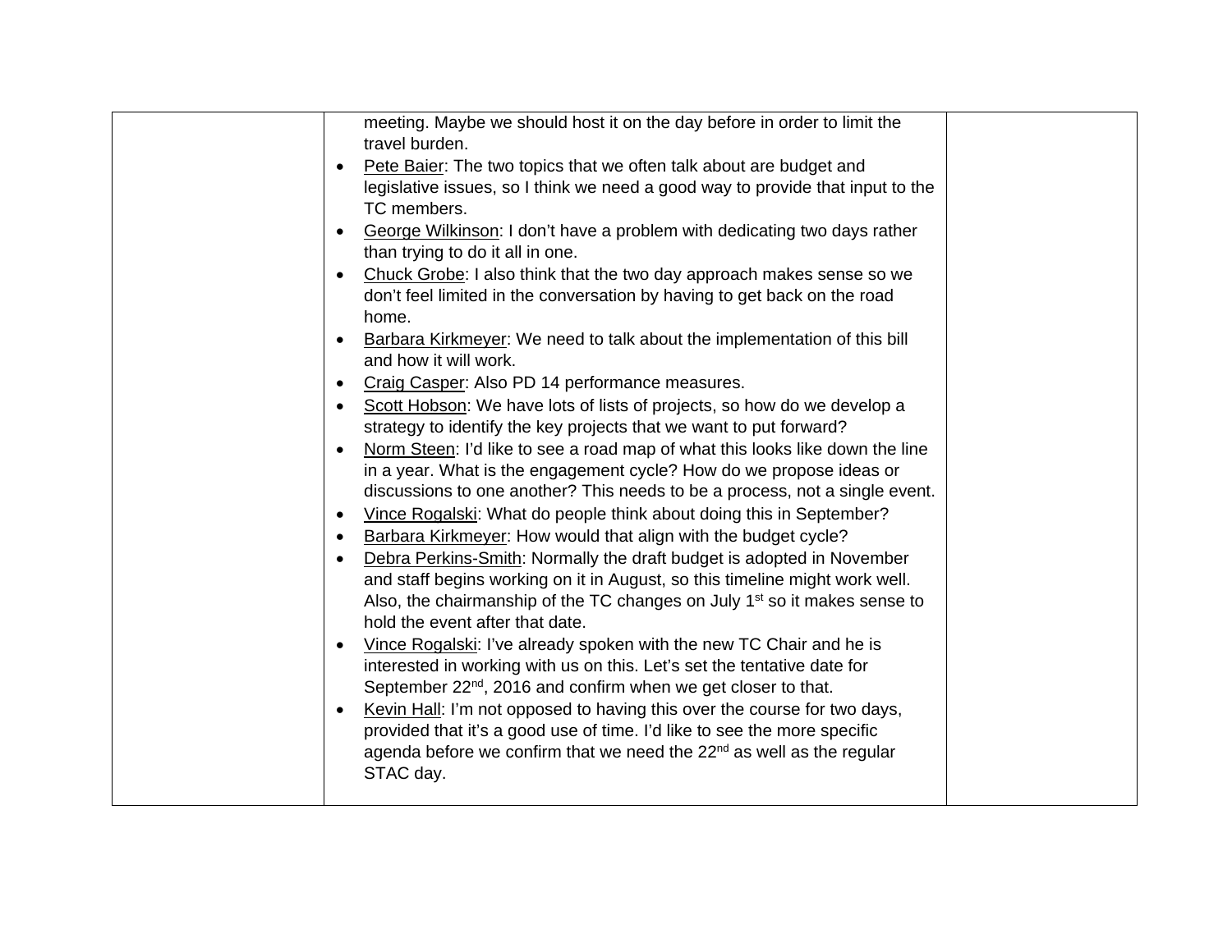| | meeting. Maybe we should host it on the day before in order to limit the travel burden.<br>• Pete Baier: The two topics that we often talk about are budget and legislative issues, so I think we need a good way to provide that input to the TC members.<br>• George Wilkinson: I don't have a problem with dedicating two days rather than trying to do it all in one.<br>• Chuck Grobe: I also think that the two day approach makes sense so we don't feel limited in the conversation by having to get back on the road home.<br>• Barbara Kirkmeyer: We need to talk about the implementation of this bill and how it will work.<br>• Craig Casper: Also PD 14 performance measures.<br>• Scott Hobson: We have lots of lists of projects, so how do we develop a strategy to identify the key projects that we want to put forward?<br>• Norm Steen: I'd like to see a road map of what this looks like down the line in a year. What is the engagement cycle? How do we propose ideas or discussions to one another? This needs to be a process, not a single event.<br>• Vince Rogalski: What do people think about doing this in September?<br>• Barbara Kirkmeyer: How would that align with the budget cycle?<br>• Debra Perkins-Smith: Normally the draft budget is adopted in November and staff begins working on it in August, so this timeline might work well. Also, the chairmanship of the TC changes on July 1st so it makes sense to hold the event after that date.<br>• Vince Rogalski: I've already spoken with the new TC Chair and he is interested in working with us on this. Let's set the tentative date for September 22nd, 2016 and confirm when we get closer to that.<br>• Kevin Hall: I'm not opposed to having this over the course for two days, provided that it's a good use of time. I'd like to see the more specific agenda before we confirm that we need the 22nd as well as the regular STAC day. | |
|---|---|---|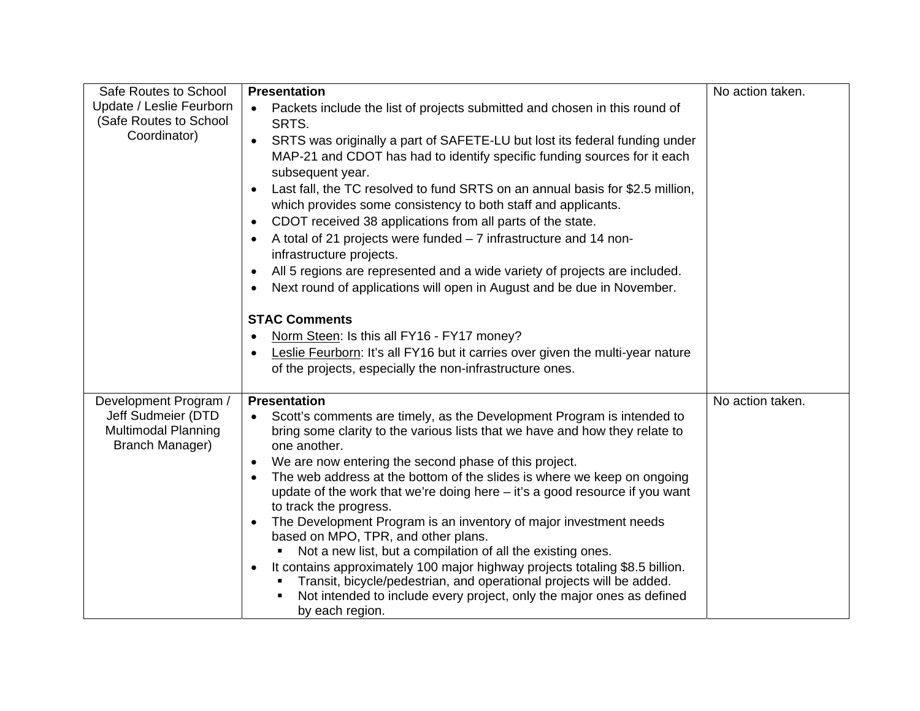| | | |
|---|---|---|
| Safe Routes to School Update / Leslie Feurborn (Safe Routes to School Coordinator) | **Presentation**<br>• Packets include the list of projects submitted and chosen in this round of SRTS.<br>• SRTS was originally a part of SAFETE-LU but lost its federal funding under MAP-21 and CDOT has had to identify specific funding sources for it each subsequent year.<br>• Last fall, the TC resolved to fund SRTS on an annual basis for $2.5 million, which provides some consistency to both staff and applicants.<br>• CDOT received 38 applications from all parts of the state.<br>• A total of 21 projects were funded – 7 infrastructure and 14 non-infrastructure projects.<br>• All 5 regions are represented and a wide variety of projects are included.<br>• Next round of applications will open in August and be due in November.<br><br>**STAC Comments**<br>• Norm Steen: Is this all FY16 - FY17 money?<br>• Leslie Feurborn: It's all FY16 but it carries over given the multi-year nature of the projects, especially the non-infrastructure ones. | No action taken. |
| Development Program / Jeff Sudmeier (DTD Multimodal Planning Branch Manager) | **Presentation**<br>• Scott's comments are timely, as the Development Program is intended to bring some clarity to the various lists that we have and how they relate to one another.<br>• We are now entering the second phase of this project.<br>• The web address at the bottom of the slides is where we keep on ongoing update of the work that we're doing here – it's a good resource if you want to track the progress.<br>• The Development Program is an inventory of major investment needs based on MPO, TPR, and other plans.<br>&nbsp;&nbsp;&nbsp;&nbsp;▪ Not a new list, but a compilation of all the existing ones.<br>• It contains approximately 100 major highway projects totaling $8.5 billion.<br>&nbsp;&nbsp;&nbsp;&nbsp;▪ Transit, bicycle/pedestrian, and operational projects will be added.<br>&nbsp;&nbsp;&nbsp;&nbsp;▪ Not intended to include every project, only the major ones as defined by each region. | No action taken. |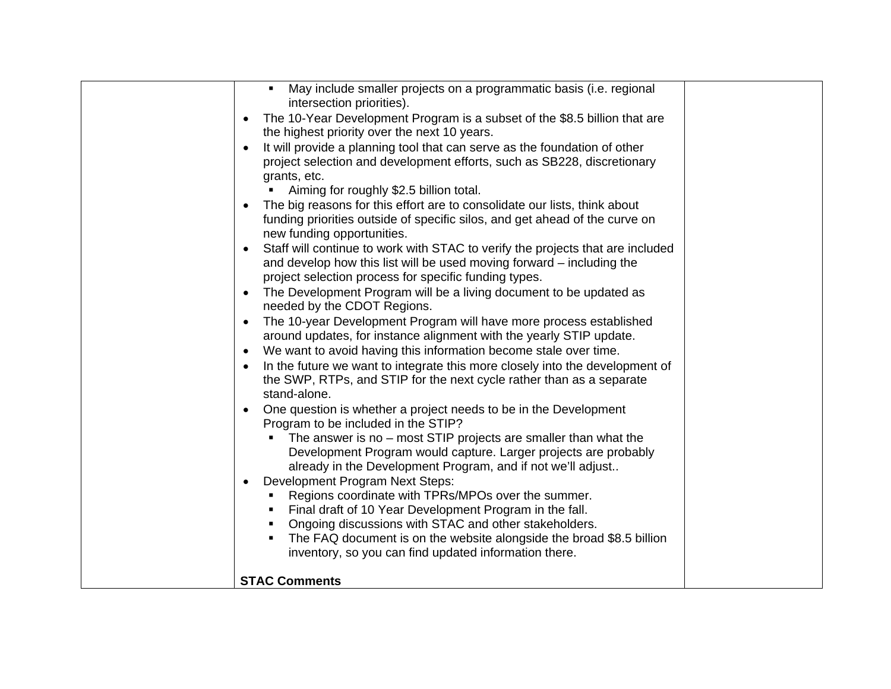|  | - May include smaller projects on a programmatic basis (i.e. regional intersection priorities).<br>• The 10-Year Development Program is a subset of the $8.5 billion that are the highest priority over the next 10 years.<br>• It will provide a planning tool that can serve as the foundation of other project selection and development efforts, such as SB228, discretionary grants, etc.<br>  - Aiming for roughly $2.5 billion total.<br>• The big reasons for this effort are to consolidate our lists, think about funding priorities outside of specific silos, and get ahead of the curve on new funding opportunities.<br>• Staff will continue to work with STAC to verify the projects that are included and develop how this list will be used moving forward – including the project selection process for specific funding types.<br>• The Development Program will be a living document to be updated as needed by the CDOT Regions.<br>• The 10-year Development Program will have more process established around updates, for instance alignment with the yearly STIP update.<br>• We want to avoid having this information become stale over time.<br>• In the future we want to integrate this more closely into the development of the SWP, RTPs, and STIP for the next cycle rather than as a separate stand-alone.<br>• One question is whether a project needs to be in the Development Program to be included in the STIP?<br>  - The answer is no – most STIP projects are smaller than what the Development Program would capture. Larger projects are probably already in the Development Program, and if not we'll adjust..<br>• Development Program Next Steps:<br>  - Regions coordinate with TPRs/MPOs over the summer.<br>  - Final draft of 10 Year Development Program in the fall.<br>  - Ongoing discussions with STAC and other stakeholders.<br>  - The FAQ document is on the website alongside the broad $8.5 billion inventory, so you can find updated information there.<br><br>**STAC Comments** |  |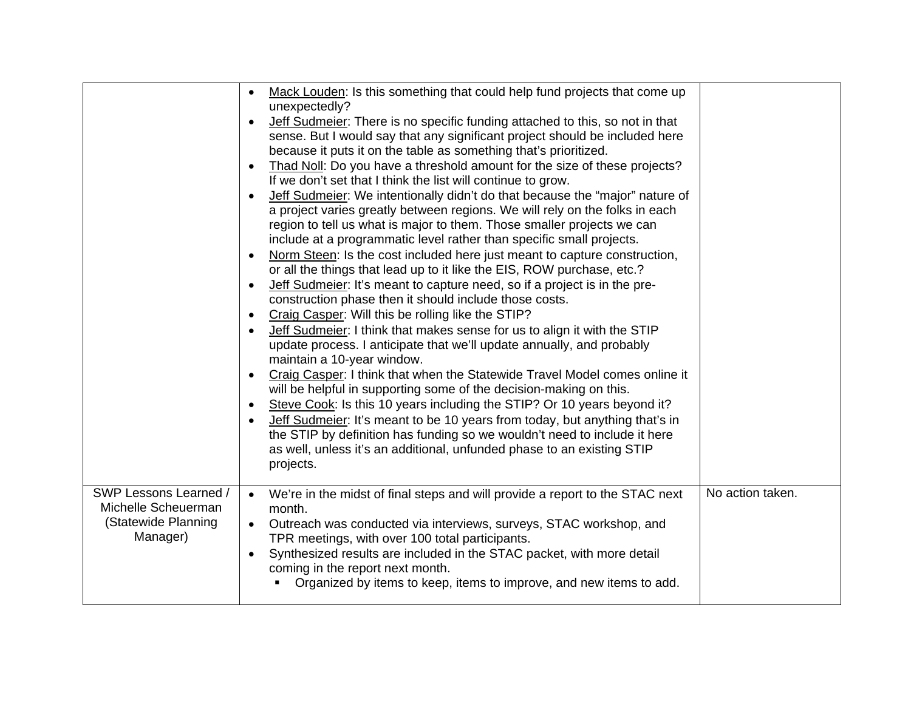| | | |
|---|---|---|
| | • <u>Mack Louden</u>: Is this something that could help fund projects that come up unexpectedly?<br>• <u>Jeff Sudmeier</u>: There is no specific funding attached to this, so not in that sense. But I would say that any significant project should be included here because it puts it on the table as something that's prioritized.<br>• <u>Thad Noll</u>: Do you have a threshold amount for the size of these projects? If we don't set that I think the list will continue to grow.<br>• <u>Jeff Sudmeier</u>: We intentionally didn't do that because the "major" nature of a project varies greatly between regions. We will rely on the folks in each region to tell us what is major to them. Those smaller projects we can include at a programmatic level rather than specific small projects.<br>• <u>Norm Steen</u>: Is the cost included here just meant to capture construction, or all the things that lead up to it like the EIS, ROW purchase, etc.?<br>• <u>Jeff Sudmeier</u>: It's meant to capture need, so if a project is in the pre-construction phase then it should include those costs.<br>• <u>Craig Casper</u>: Will this be rolling like the STIP?<br>• <u>Jeff Sudmeier</u>: I think that makes sense for us to align it with the STIP update process. I anticipate that we'll update annually, and probably maintain a 10-year window.<br>• <u>Craig Casper</u>: I think that when the Statewide Travel Model comes online it will be helpful in supporting some of the decision-making on this.<br>• <u>Steve Cook</u>: Is this 10 years including the STIP? Or 10 years beyond it?<br>• <u>Jeff Sudmeier</u>: It's meant to be 10 years from today, but anything that's in the STIP by definition has funding so we wouldn't need to include it here as well, unless it's an additional, unfunded phase to an existing STIP projects. | |
| SWP Lessons Learned / Michelle Scheuerman (Statewide Planning Manager) | • We're in the midst of final steps and will provide a report to the STAC next month.<br>• Outreach was conducted via interviews, surveys, STAC workshop, and TPR meetings, with over 100 total participants.<br>• Synthesized results are included in the STAC packet, with more detail coming in the report next month.<br>&nbsp;&nbsp;&nbsp;▪ Organized by items to keep, items to improve, and new items to add. | No action taken. |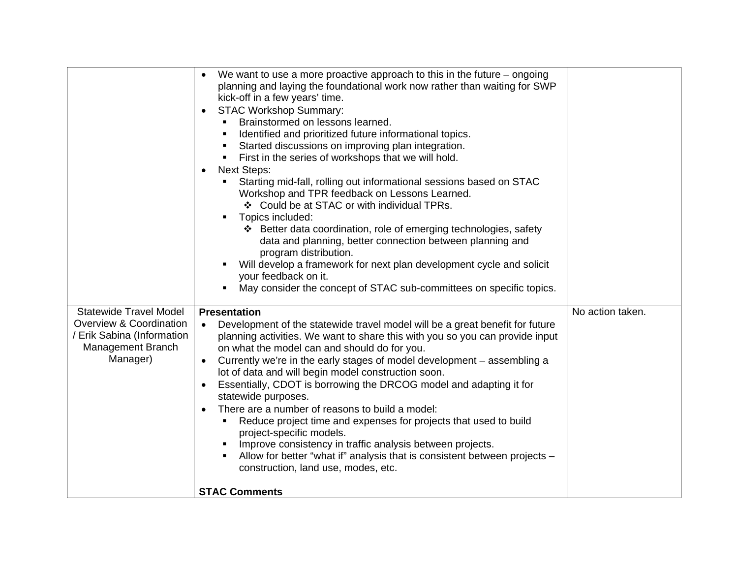| | | |
|---|---|---|
| | • We want to use a more proactive approach to this in the future – ongoing planning and laying the foundational work now rather than waiting for SWP kick-off in a few years' time.<br>• STAC Workshop Summary:<br>  ▪ Brainstormed on lessons learned.<br>  ▪ Identified and prioritized future informational topics.<br>  ▪ Started discussions on improving plan integration.<br>  ▪ First in the series of workshops that we will hold.<br>• Next Steps:<br>  ▪ Starting mid-fall, rolling out informational sessions based on STAC Workshop and TPR feedback on Lessons Learned.<br>    ❖ Could be at STAC or with individual TPRs.<br>  ▪ Topics included:<br>    ❖ Better data coordination, role of emerging technologies, safety data and planning, better connection between planning and program distribution.<br>  ▪ Will develop a framework for next plan development cycle and solicit your feedback on it.<br>  ▪ May consider the concept of STAC sub-committees on specific topics. | |
| Statewide Travel Model Overview & Coordination / Erik Sabina (Information Management Branch Manager) | **Presentation**<br>• Development of the statewide travel model will be a great benefit for future planning activities. We want to share this with you so you can provide input on what the model can and should do for you.<br>• Currently we're in the early stages of model development – assembling a lot of data and will begin model construction soon.<br>• Essentially, CDOT is borrowing the DRCOG model and adapting it for statewide purposes.<br>• There are a number of reasons to build a model:<br>  ▪ Reduce project time and expenses for projects that used to build project-specific models.<br>  ▪ Improve consistency in traffic analysis between projects.<br>  ▪ Allow for better "what if" analysis that is consistent between projects – construction, land use, modes, etc.<br><br>**STAC Comments** | No action taken. |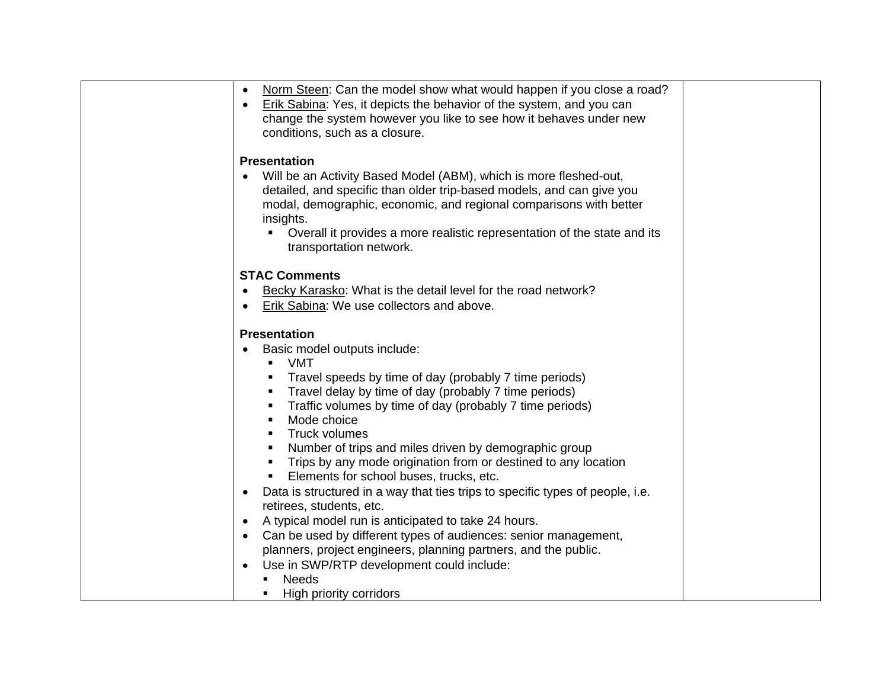| | • Norm Steen: Can the model show what would happen if you close a road?<br>• Erik Sabina: Yes, it depicts the behavior of the system, and you can change the system however you like to see how it behaves under new conditions, such as a closure.<br><br>**Presentation**<br>• Will be an Activity Based Model (ABM), which is more fleshed-out, detailed, and specific than older trip-based models, and can give you modal, demographic, economic, and regional comparisons with better insights.<br>▪ Overall it provides a more realistic representation of the state and its transportation network.<br><br>**STAC Comments**<br>• Becky Karasko: What is the detail level for the road network?<br>• Erik Sabina: We use collectors and above.<br><br>**Presentation**<br>• Basic model outputs include:<br>▪ VMT<br>▪ Travel speeds by time of day (probably 7 time periods)<br>▪ Travel delay by time of day (probably 7 time periods)<br>▪ Traffic volumes by time of day (probably 7 time periods)<br>▪ Mode choice<br>▪ Truck volumes<br>▪ Number of trips and miles driven by demographic group<br>▪ Trips by any mode origination from or destined to any location<br>▪ Elements for school buses, trucks, etc.<br>• Data is structured in a way that ties trips to specific types of people, i.e. retirees, students, etc.<br>• A typical model run is anticipated to take 24 hours.<br>• Can be used by different types of audiences: senior management, planners, project engineers, planning partners, and the public.<br>• Use in SWP/RTP development could include:<br>▪ Needs<br>▪ High priority corridors | |
|---|---|---|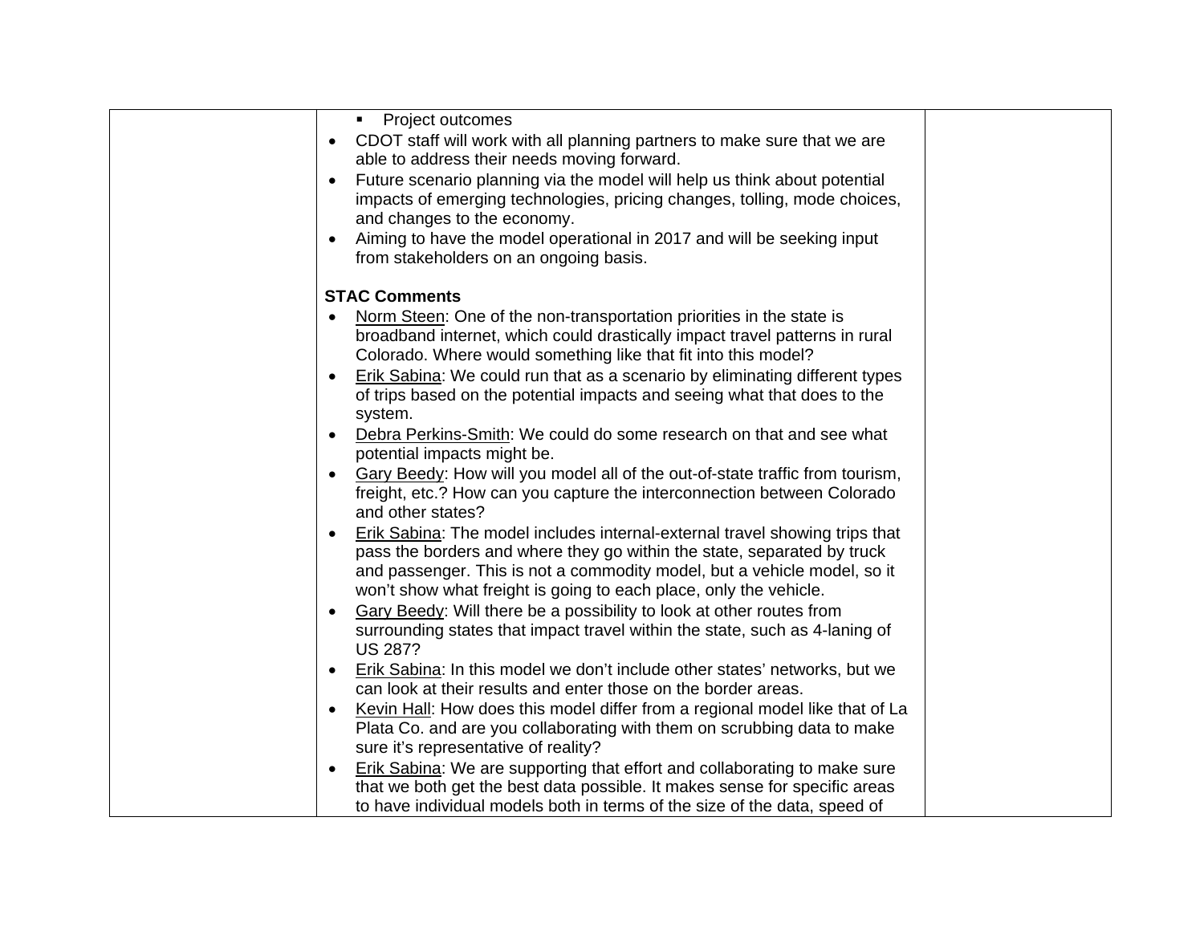| | | |
|---|---|---|
| | - Project outcomes<br>• CDOT staff will work with all planning partners to make sure that we are able to address their needs moving forward.<br>• Future scenario planning via the model will help us think about potential impacts of emerging technologies, pricing changes, tolling, mode choices, and changes to the economy.<br>• Aiming to have the model operational in 2017 and will be seeking input from stakeholders on an ongoing basis.<br><br>**STAC Comments**<br>• Norm Steen: One of the non-transportation priorities in the state is broadband internet, which could drastically impact travel patterns in rural Colorado. Where would something like that fit into this model?<br>• Erik Sabina: We could run that as a scenario by eliminating different types of trips based on the potential impacts and seeing what that does to the system.<br>• Debra Perkins-Smith: We could do some research on that and see what potential impacts might be.<br>• Gary Beedy: How will you model all of the out-of-state traffic from tourism, freight, etc.? How can you capture the interconnection between Colorado and other states?<br>• Erik Sabina: The model includes internal-external travel showing trips that pass the borders and where they go within the state, separated by truck and passenger. This is not a commodity model, but a vehicle model, so it won't show what freight is going to each place, only the vehicle.<br>• Gary Beedy: Will there be a possibility to look at other routes from surrounding states that impact travel within the state, such as 4-laning of US 287?<br>• Erik Sabina: In this model we don't include other states' networks, but we can look at their results and enter those on the border areas.<br>• Kevin Hall: How does this model differ from a regional model like that of La Plata Co. and are you collaborating with them on scrubbing data to make sure it's representative of reality?<br>• Erik Sabina: We are supporting that effort and collaborating to make sure that we both get the best data possible. It makes sense for specific areas to have individual models both in terms of the size of the data, speed of | |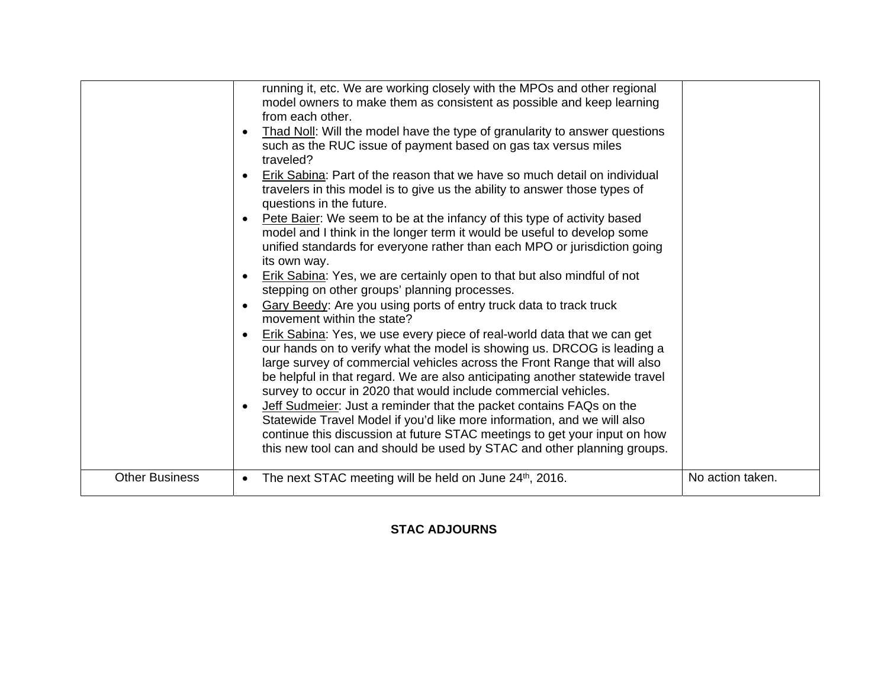| | | |
|---|---|---|
| | running it, etc. We are working closely with the MPOs and other regional model owners to make them as consistent as possible and keep learning from each other.<br>• Thad Noll: Will the model have the type of granularity to answer questions such as the RUC issue of payment based on gas tax versus miles traveled?<br>• Erik Sabina: Part of the reason that we have so much detail on individual travelers in this model is to give us the ability to answer those types of questions in the future.<br>• Pete Baier: We seem to be at the infancy of this type of activity based model and I think in the longer term it would be useful to develop some unified standards for everyone rather than each MPO or jurisdiction going its own way.<br>• Erik Sabina: Yes, we are certainly open to that but also mindful of not stepping on other groups' planning processes.<br>• Gary Beedy: Are you using ports of entry truck data to track truck movement within the state?<br>• Erik Sabina: Yes, we use every piece of real-world data that we can get our hands on to verify what the model is showing us. DRCOG is leading a large survey of commercial vehicles across the Front Range that will also be helpful in that regard. We are also anticipating another statewide travel survey to occur in 2020 that would include commercial vehicles.<br>• Jeff Sudmeier: Just a reminder that the packet contains FAQs on the Statewide Travel Model if you'd like more information, and we will also continue this discussion at future STAC meetings to get your input on how this new tool can and should be used by STAC and other planning groups. | |
| Other Business | • The next STAC meeting will be held on June 24th, 2016. | No action taken. |

**STAC ADJOURNS**